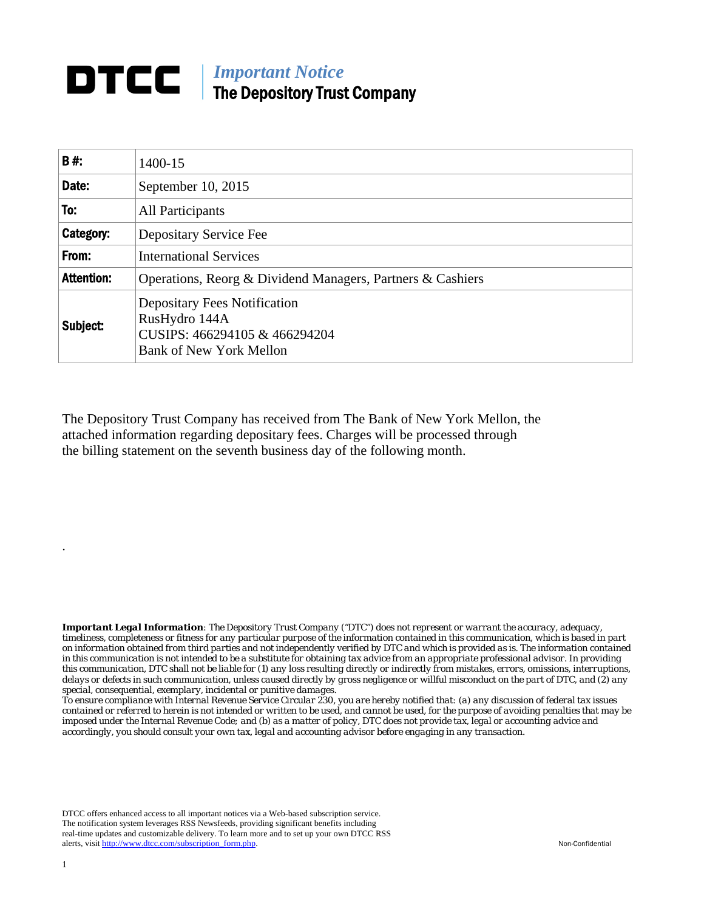# DTCC

## *Important Notice*
## The Depository Trust Company

| | |
|---|---|
| **B #:** | 1400-15 |
| **Date:** | September 10, 2015 |
| **To:** | All Participants |
| **Category:** | Depositary Service Fee |
| **From:** | International Services |
| **Attention:** | Operations, Reorg & Dividend Managers, Partners & Cashiers |
| **Subject:** | Depositary Fees Notification<br>RusHydro 144A<br>CUSIPS: 466294105 & 466294204<br>Bank of New York Mellon |

The Depository Trust Company has received from The Bank of New York Mellon, the attached information regarding depositary fees. Charges will be processed through the billing statement on the seventh business day of the following month.

.

***Important Legal Information**: The Depository Trust Company ("DTC") does not represent or warrant the accuracy, adequacy, timeliness, completeness or fitness for any particular purpose of the information contained in this communication, which is based in part on information obtained from third parties and not independently verified by DTC and which is provided as is. The information contained in this communication is not intended to be a substitute for obtaining tax advice from an appropriate professional advisor. In providing this communication, DTC shall not be liable for (1) any loss resulting directly or indirectly from mistakes, errors, omissions, interruptions, delays or defects in such communication, unless caused directly by gross negligence or willful misconduct on the part of DTC, and (2) any special, consequential, exemplary, incidental or punitive damages.*

*To ensure compliance with Internal Revenue Service Circular 230, you are hereby notified that: (a) any discussion of federal tax issues contained or referred to herein is not intended or written to be used, and cannot be used, for the purpose of avoiding penalties that may be imposed under the Internal Revenue Code; and (b) as a matter of policy, DTC does not provide tax, legal or accounting advice and accordingly, you should consult your own tax, legal and accounting advisor before engaging in any transaction.*

DTCC offers enhanced access to all important notices via a Web-based subscription service. The notification system leverages RSS Newsfeeds, providing significant benefits including real-time updates and customizable delivery. To learn more and to set up your own DTCC RSS alerts, visit http://www.dtcc.com/subscription_form.php.

Non-Confidential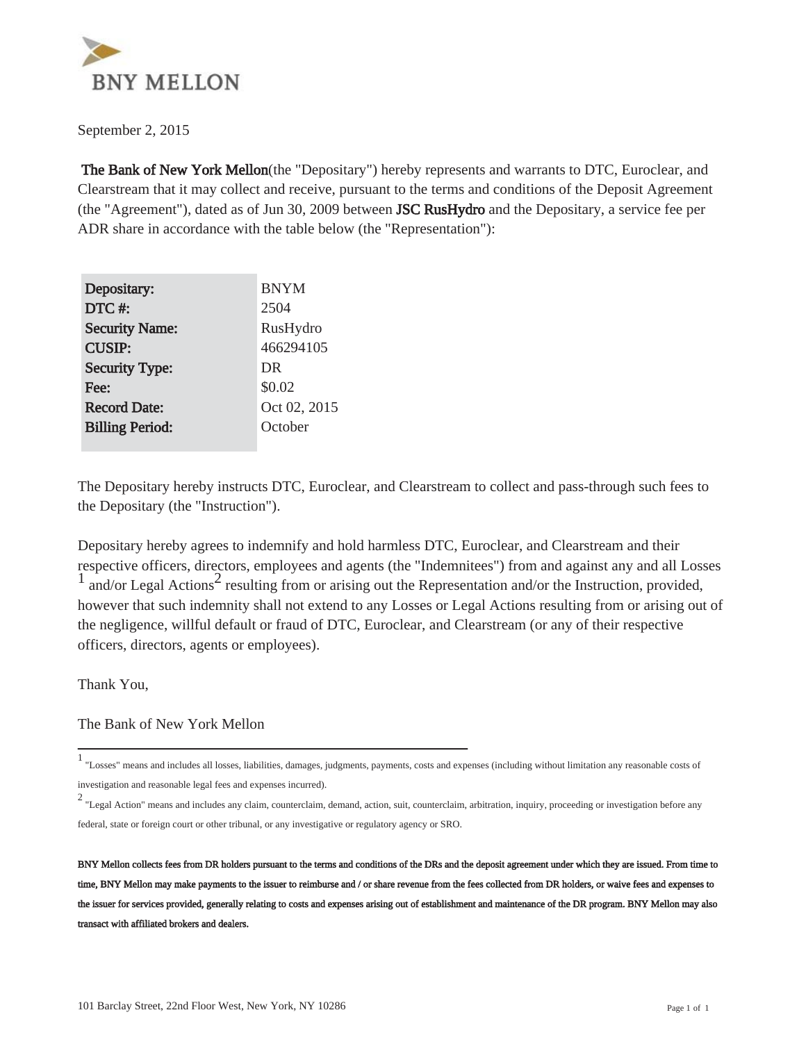**BNY MELLON**

September 2, 2015

**The Bank of New York Mellon**(the "Depositary") hereby represents and warrants to DTC, Euroclear, and Clearstream that it may collect and receive, pursuant to the terms and conditions of the Deposit Agreement (the "Agreement"), dated as of Jun 30, 2009 between **JSC RusHydro** and the Depositary, a service fee per ADR share in accordance with the table below (the "Representation"):

| | |
|---|---|
| **Depositary:** | BNYM |
| **DTC #:** | 2504 |
| **Security Name:** | RusHydro |
| **CUSIP:** | 466294105 |
| **Security Type:** | DR |
| **Fee:** | $0.02 |
| **Record Date:** | Oct 02, 2015 |
| **Billing Period:** | October |

The Depositary hereby instructs DTC, Euroclear, and Clearstream to collect and pass-through such fees to the Depositary (the "Instruction").

Depositary hereby agrees to indemnify and hold harmless DTC, Euroclear, and Clearstream and their respective officers, directors, employees and agents (the "Indemnitees") from and against any and all Losses [1] and/or Legal Actions[2] resulting from or arising out the Representation and/or the Instruction, provided, however that such indemnity shall not extend to any Losses or Legal Actions resulting from or arising out of the negligence, willful default or fraud of DTC, Euroclear, and Clearstream (or any of their respective officers, directors, agents or employees).

Thank You,

The Bank of New York Mellon

---

[1] "Losses" means and includes all losses, liabilities, damages, judgments, payments, costs and expenses (including without limitation any reasonable costs of investigation and reasonable legal fees and expenses incurred).

[2] "Legal Action" means and includes any claim, counterclaim, demand, action, suit, counterclaim, arbitration, inquiry, proceeding or investigation before any federal, state or foreign court or other tribunal, or any investigative or regulatory agency or SRO.

**BNY Mellon collects fees from DR holders pursuant to the terms and conditions of the DRs and the deposit agreement under which they are issued. From time to time, BNY Mellon may make payments to the issuer to reimburse and / or share revenue from the fees collected from DR holders, or waive fees and expenses to the issuer for services provided, generally relating to costs and expenses arising out of establishment and maintenance of the DR program. BNY Mellon may also transact with affiliated brokers and dealers.**

101 Barclay Street, 22nd Floor West, New York, NY 10286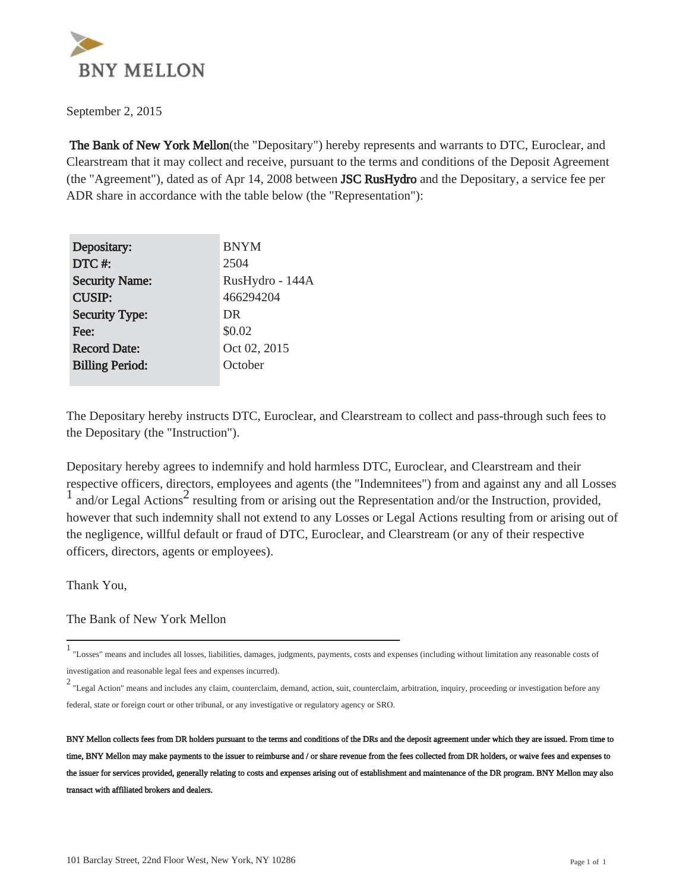BNY MELLON

September 2, 2015

**The Bank of New York Mellon**(the "Depositary") hereby represents and warrants to DTC, Euroclear, and Clearstream that it may collect and receive, pursuant to the terms and conditions of the Deposit Agreement (the "Agreement"), dated as of Apr 14, 2008 between **JSC RusHydro** and the Depositary, a service fee per ADR share in accordance with the table below (the "Representation"):

| | |
|---|---|
| **Depositary:** | BNYM |
| **DTC #:** | 2504 |
| **Security Name:** | RusHydro - 144A |
| **CUSIP:** | 466294204 |
| **Security Type:** | DR |
| **Fee:** | $0.02 |
| **Record Date:** | Oct 02, 2015 |
| **Billing Period:** | October |

The Depositary hereby instructs DTC, Euroclear, and Clearstream to collect and pass-through such fees to the Depositary (the "Instruction").

Depositary hereby agrees to indemnify and hold harmless DTC, Euroclear, and Clearstream and their respective officers, directors, employees and agents (the "Indemnitees") from and against any and all Losses [1] and/or Legal Actions[2] resulting from or arising out the Representation and/or the Instruction, provided, however that such indemnity shall not extend to any Losses or Legal Actions resulting from or arising out of the negligence, willful default or fraud of DTC, Euroclear, and Clearstream (or any of their respective officers, directors, agents or employees).

Thank You,

The Bank of New York Mellon

---

[1] "Losses" means and includes all losses, liabilities, damages, judgments, payments, costs and expenses (including without limitation any reasonable costs of investigation and reasonable legal fees and expenses incurred).

[2] "Legal Action" means and includes any claim, counterclaim, demand, action, suit, counterclaim, arbitration, inquiry, proceeding or investigation before any federal, state or foreign court or other tribunal, or any investigative or regulatory agency or SRO.

**BNY Mellon collects fees from DR holders pursuant to the terms and conditions of the DRs and the deposit agreement under which they are issued. From time to time, BNY Mellon may make payments to the issuer to reimburse and / or share revenue from the fees collected from DR holders, or waive fees and expenses to the issuer for services provided, generally relating to costs and expenses arising out of establishment and maintenance of the DR program. BNY Mellon may also transact with affiliated brokers and dealers.**

101 Barclay Street, 22nd Floor West, New York, NY 10286